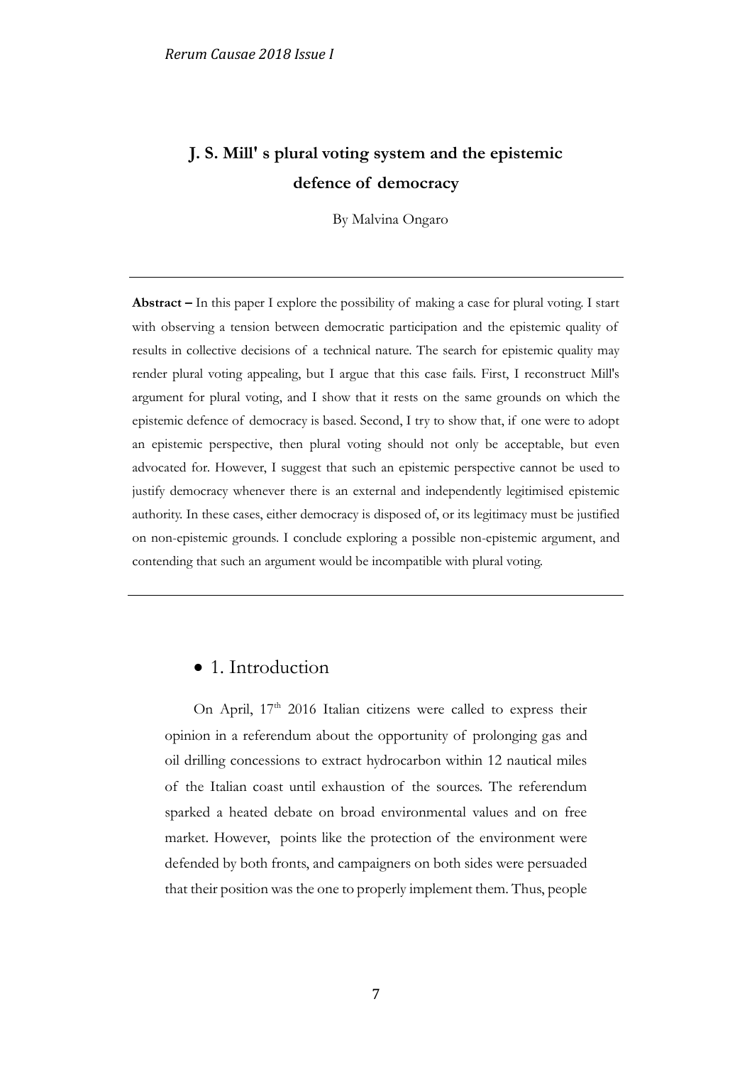# J. S. Mill' s plural voting system and the epistemic defence of democracy

By Malvina Ongaro

---

**Abstract –** In this paper I explore the possibility of making a case for plural voting. I start with observing a tension between democratic participation and the epistemic quality of results in collective decisions of a technical nature. The search for epistemic quality may render plural voting appealing, but I argue that this case fails. First, I reconstruct Mill's argument for plural voting, and I show that it rests on the same grounds on which the epistemic defence of democracy is based. Second, I try to show that, if one were to adopt an epistemic perspective, then plural voting should not only be acceptable, but even advocated for. However, I suggest that such an epistemic perspective cannot be used to justify democracy whenever there is an external and independently legitimised epistemic authority. In these cases, either democracy is disposed of, or its legitimacy must be justified on non-epistemic grounds. I conclude exploring a possible non-epistemic argument, and contending that such an argument would be incompatible with plural voting.

---

## 1. Introduction

On April, 17th 2016 Italian citizens were called to express their opinion in a referendum about the opportunity of prolonging gas and oil drilling concessions to extract hydrocarbon within 12 nautical miles of the Italian coast until exhaustion of the sources. The referendum sparked a heated debate on broad environmental values and on free market. However, points like the protection of the environment were defended by both fronts, and campaigners on both sides were persuaded that their position was the one to properly implement them. Thus, people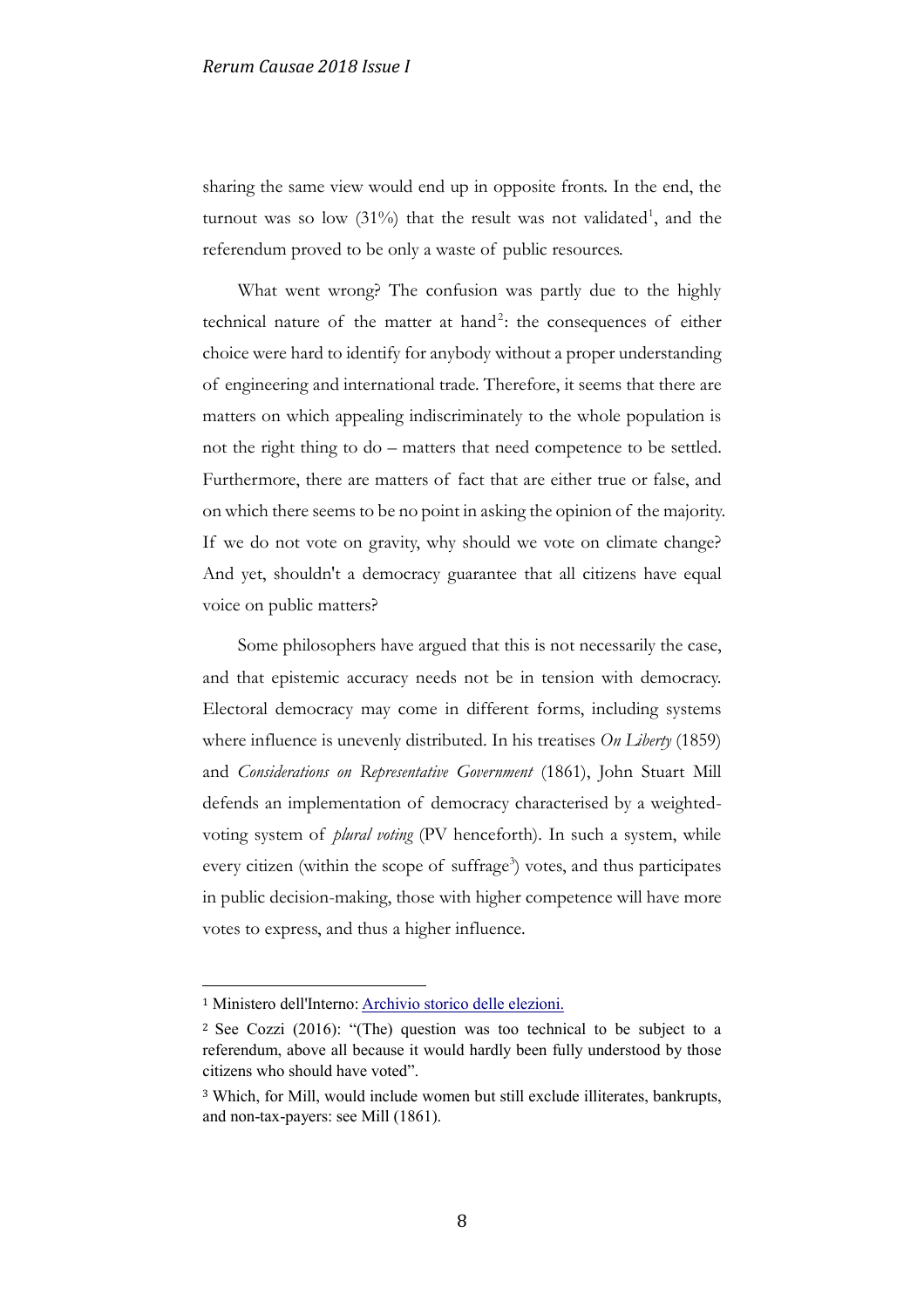sharing the same view would end up in opposite fronts. In the end, the turnout was so low (31%) that the result was not validated[1], and the referendum proved to be only a waste of public resources.

What went wrong? The confusion was partly due to the highly technical nature of the matter at hand[2]: the consequences of either choice were hard to identify for anybody without a proper understanding of engineering and international trade. Therefore, it seems that there are matters on which appealing indiscriminately to the whole population is not the right thing to do – matters that need competence to be settled. Furthermore, there are matters of fact that are either true or false, and on which there seems to be no point in asking the opinion of the majority. If we do not vote on gravity, why should we vote on climate change? And yet, shouldn't a democracy guarantee that all citizens have equal voice on public matters?

Some philosophers have argued that this is not necessarily the case, and that epistemic accuracy needs not be in tension with democracy. Electoral democracy may come in different forms, including systems where influence is unevenly distributed. In his treatises *On Liberty* (1859) and *Considerations on Representative Government* (1861), John Stuart Mill defends an implementation of democracy characterised by a weighted-voting system of *plural voting* (PV henceforth). In such a system, while every citizen (within the scope of suffrage[3]) votes, and thus participates in public decision-making, those with higher competence will have more votes to express, and thus a higher influence.

---

[1] Ministero dell'Interno: Archivio storico delle elezioni.

[2] See Cozzi (2016): "(The) question was too technical to be subject to a referendum, above all because it would hardly been fully understood by those citizens who should have voted".

[3] Which, for Mill, would include women but still exclude illiterates, bankrupts, and non-tax-payers: see Mill (1861).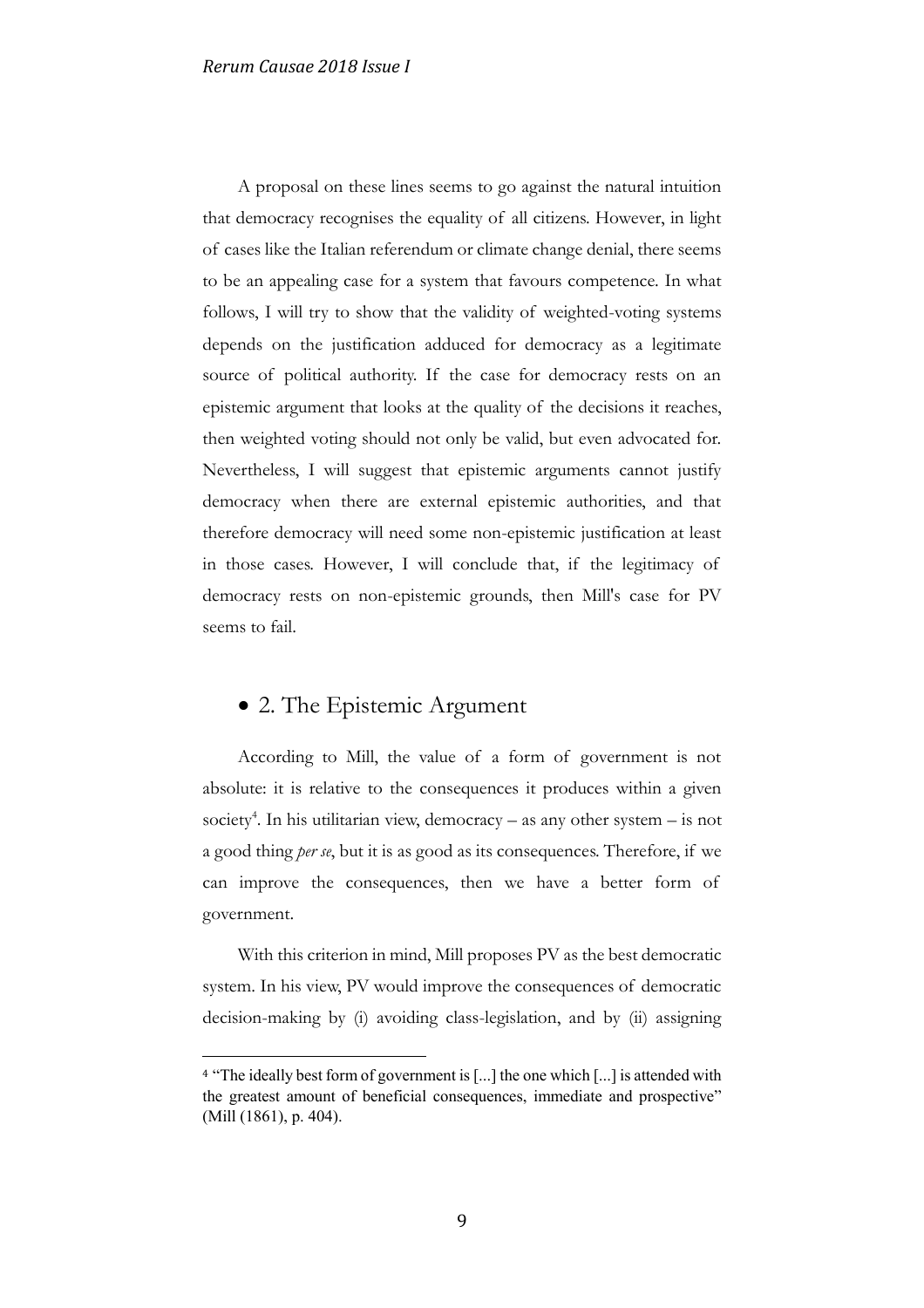A proposal on these lines seems to go against the natural intuition that democracy recognises the equality of all citizens. However, in light of cases like the Italian referendum or climate change denial, there seems to be an appealing case for a system that favours competence. In what follows, I will try to show that the validity of weighted-voting systems depends on the justification adduced for democracy as a legitimate source of political authority. If the case for democracy rests on an epistemic argument that looks at the quality of the decisions it reaches, then weighted voting should not only be valid, but even advocated for. Nevertheless, I will suggest that epistemic arguments cannot justify democracy when there are external epistemic authorities, and that therefore democracy will need some non-epistemic justification at least in those cases. However, I will conclude that, if the legitimacy of democracy rests on non-epistemic grounds, then Mill's case for PV seems to fail.

## 2. The Epistemic Argument

According to Mill, the value of a form of government is not absolute: it is relative to the consequences it produces within a given society[4]. In his utilitarian view, democracy – as any other system – is not a good thing *per se*, but it is as good as its consequences. Therefore, if we can improve the consequences, then we have a better form of government.

With this criterion in mind, Mill proposes PV as the best democratic system. In his view, PV would improve the consequences of democratic decision-making by (i) avoiding class-legislation, and by (ii) assigning

---

[4] "The ideally best form of government is [...] the one which [...] is attended with the greatest amount of beneficial consequences, immediate and prospective" (Mill (1861), p. 404).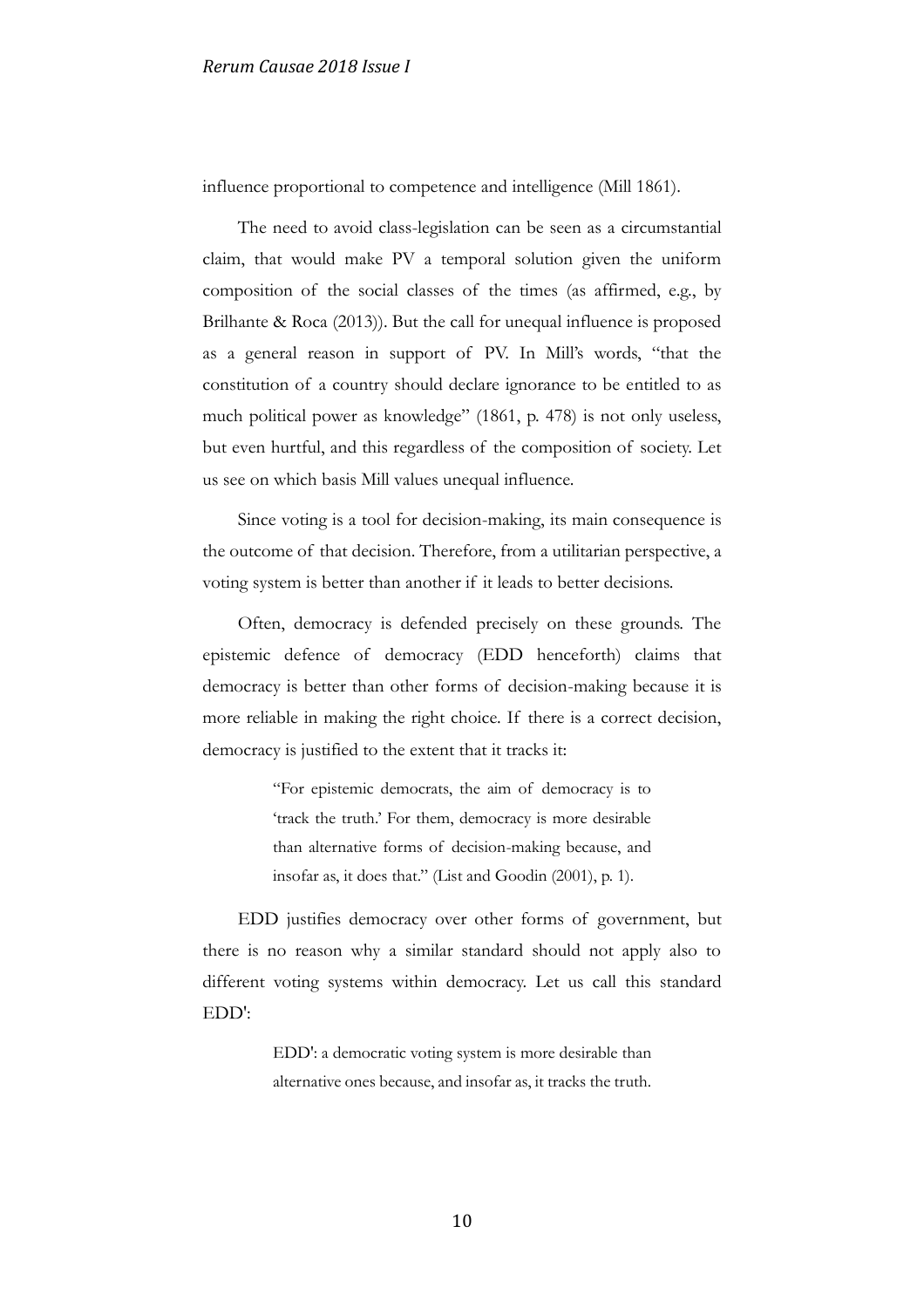influence proportional to competence and intelligence (Mill 1861).

The need to avoid class-legislation can be seen as a circumstantial claim, that would make PV a temporal solution given the uniform composition of the social classes of the times (as affirmed, e.g., by Brilhante & Roca (2013)). But the call for unequal influence is proposed as a general reason in support of PV. In Mill's words, "that the constitution of a country should declare ignorance to be entitled to as much political power as knowledge" (1861, p. 478) is not only useless, but even hurtful, and this regardless of the composition of society. Let us see on which basis Mill values unequal influence.

Since voting is a tool for decision-making, its main consequence is the outcome of that decision. Therefore, from a utilitarian perspective, a voting system is better than another if it leads to better decisions.

Often, democracy is defended precisely on these grounds. The epistemic defence of democracy (EDD henceforth) claims that democracy is better than other forms of decision-making because it is more reliable in making the right choice. If there is a correct decision, democracy is justified to the extent that it tracks it:

> "For epistemic democrats, the aim of democracy is to 'track the truth.' For them, democracy is more desirable than alternative forms of decision-making because, and insofar as, it does that." (List and Goodin (2001), p. 1).

EDD justifies democracy over other forms of government, but there is no reason why a similar standard should not apply also to different voting systems within democracy. Let us call this standard EDD':

> EDD': a democratic voting system is more desirable than alternative ones because, and insofar as, it tracks the truth.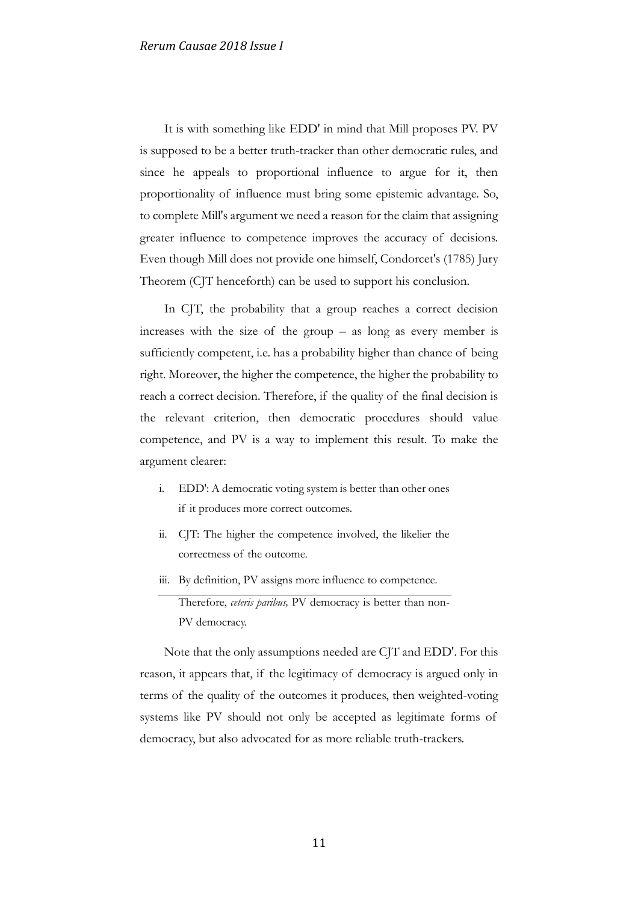It is with something like EDD' in mind that Mill proposes PV. PV is supposed to be a better truth-tracker than other democratic rules, and since he appeals to proportional influence to argue for it, then proportionality of influence must bring some epistemic advantage. So, to complete Mill's argument we need a reason for the claim that assigning greater influence to competence improves the accuracy of decisions. Even though Mill does not provide one himself, Condorcet's (1785) Jury Theorem (CJT henceforth) can be used to support his conclusion.

In CJT, the probability that a group reaches a correct decision increases with the size of the group – as long as every member is sufficiently competent, i.e. has a probability higher than chance of being right. Moreover, the higher the competence, the higher the probability to reach a correct decision. Therefore, if the quality of the final decision is the relevant criterion, then democratic procedures should value competence, and PV is a way to implement this result. To make the argument clearer:

i. EDD': A democratic voting system is better than other ones if it produces more correct outcomes.

ii. CJT: The higher the competence involved, the likelier the correctness of the outcome.

iii. By definition, PV assigns more influence to competence.

---

Therefore, *ceteris paribus,* PV democracy is better than non-PV democracy.

Note that the only assumptions needed are CJT and EDD'. For this reason, it appears that, if the legitimacy of democracy is argued only in terms of the quality of the outcomes it produces, then weighted-voting systems like PV should not only be accepted as legitimate forms of democracy, but also advocated for as more reliable truth-trackers.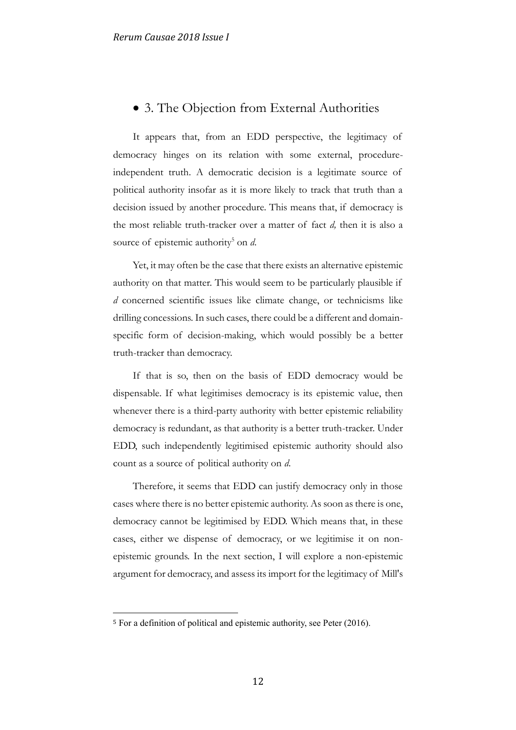## 3. The Objection from External Authorities

It appears that, from an EDD perspective, the legitimacy of democracy hinges on its relation with some external, procedure-independent truth. A democratic decision is a legitimate source of political authority insofar as it is more likely to track that truth than a decision issued by another procedure. This means that, if democracy is the most reliable truth-tracker over a matter of fact *d,* then it is also a source of epistemic authority[5] on *d*.

Yet, it may often be the case that there exists an alternative epistemic authority on that matter. This would seem to be particularly plausible if *d* concerned scientific issues like climate change, or technicisms like drilling concessions. In such cases, there could be a different and domain-specific form of decision-making, which would possibly be a better truth-tracker than democracy.

If that is so, then on the basis of EDD democracy would be dispensable. If what legitimises democracy is its epistemic value, then whenever there is a third-party authority with better epistemic reliability democracy is redundant, as that authority is a better truth-tracker. Under EDD, such independently legitimised epistemic authority should also count as a source of political authority on *d*.

Therefore, it seems that EDD can justify democracy only in those cases where there is no better epistemic authority. As soon as there is one, democracy cannot be legitimised by EDD. Which means that, in these cases, either we dispense of democracy, or we legitimise it on non-epistemic grounds. In the next section, I will explore a non-epistemic argument for democracy, and assess its import for the legitimacy of Mill's

---

[5] For a definition of political and epistemic authority, see Peter (2016).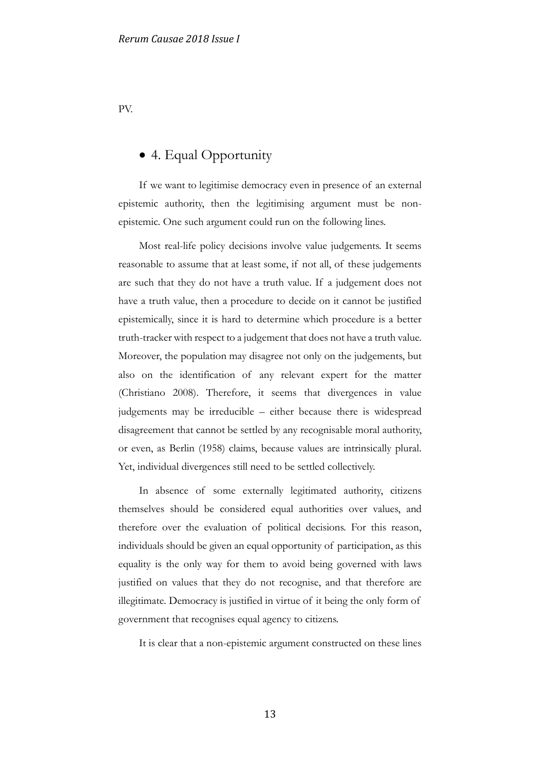PV.

## 4. Equal Opportunity

If we want to legitimise democracy even in presence of an external epistemic authority, then the legitimising argument must be non-epistemic. One such argument could run on the following lines.

Most real-life policy decisions involve value judgements. It seems reasonable to assume that at least some, if not all, of these judgements are such that they do not have a truth value. If a judgement does not have a truth value, then a procedure to decide on it cannot be justified epistemically, since it is hard to determine which procedure is a better truth-tracker with respect to a judgement that does not have a truth value. Moreover, the population may disagree not only on the judgements, but also on the identification of any relevant expert for the matter (Christiano 2008). Therefore, it seems that divergences in value judgements may be irreducible – either because there is widespread disagreement that cannot be settled by any recognisable moral authority, or even, as Berlin (1958) claims, because values are intrinsically plural. Yet, individual divergences still need to be settled collectively.

In absence of some externally legitimated authority, citizens themselves should be considered equal authorities over values, and therefore over the evaluation of political decisions. For this reason, individuals should be given an equal opportunity of participation, as this equality is the only way for them to avoid being governed with laws justified on values that they do not recognise, and that therefore are illegitimate. Democracy is justified in virtue of it being the only form of government that recognises equal agency to citizens.

It is clear that a non-epistemic argument constructed on these lines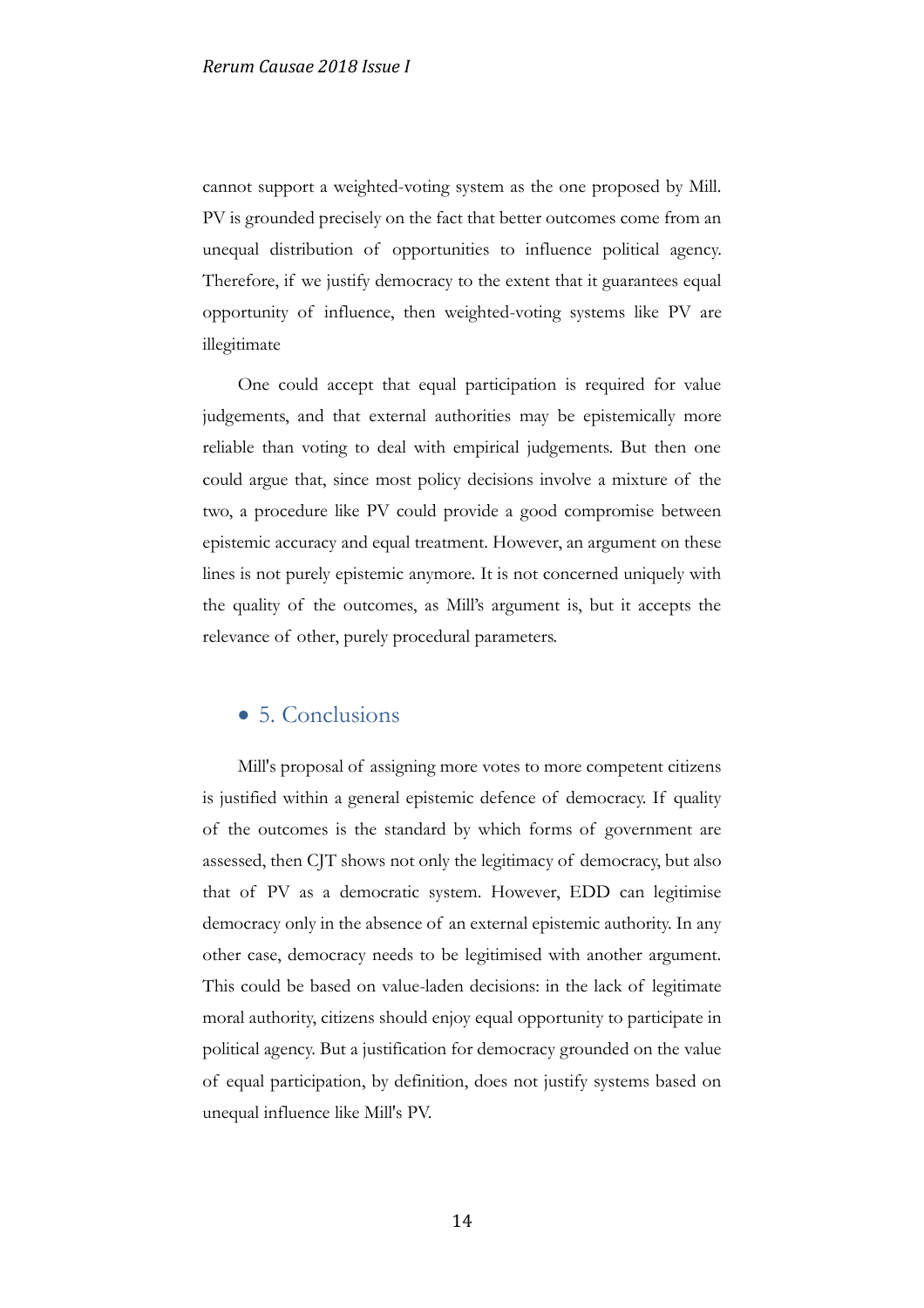cannot support a weighted-voting system as the one proposed by Mill. PV is grounded precisely on the fact that better outcomes come from an unequal distribution of opportunities to influence political agency. Therefore, if we justify democracy to the extent that it guarantees equal opportunity of influence, then weighted-voting systems like PV are illegitimate

One could accept that equal participation is required for value judgements, and that external authorities may be epistemically more reliable than voting to deal with empirical judgements. But then one could argue that, since most policy decisions involve a mixture of the two, a procedure like PV could provide a good compromise between epistemic accuracy and equal treatment. However, an argument on these lines is not purely epistemic anymore. It is not concerned uniquely with the quality of the outcomes, as Mill's argument is, but it accepts the relevance of other, purely procedural parameters.

## 5. Conclusions

Mill's proposal of assigning more votes to more competent citizens is justified within a general epistemic defence of democracy. If quality of the outcomes is the standard by which forms of government are assessed, then CJT shows not only the legitimacy of democracy, but also that of PV as a democratic system. However, EDD can legitimise democracy only in the absence of an external epistemic authority. In any other case, democracy needs to be legitimised with another argument. This could be based on value-laden decisions: in the lack of legitimate moral authority, citizens should enjoy equal opportunity to participate in political agency. But a justification for democracy grounded on the value of equal participation, by definition, does not justify systems based on unequal influence like Mill's PV.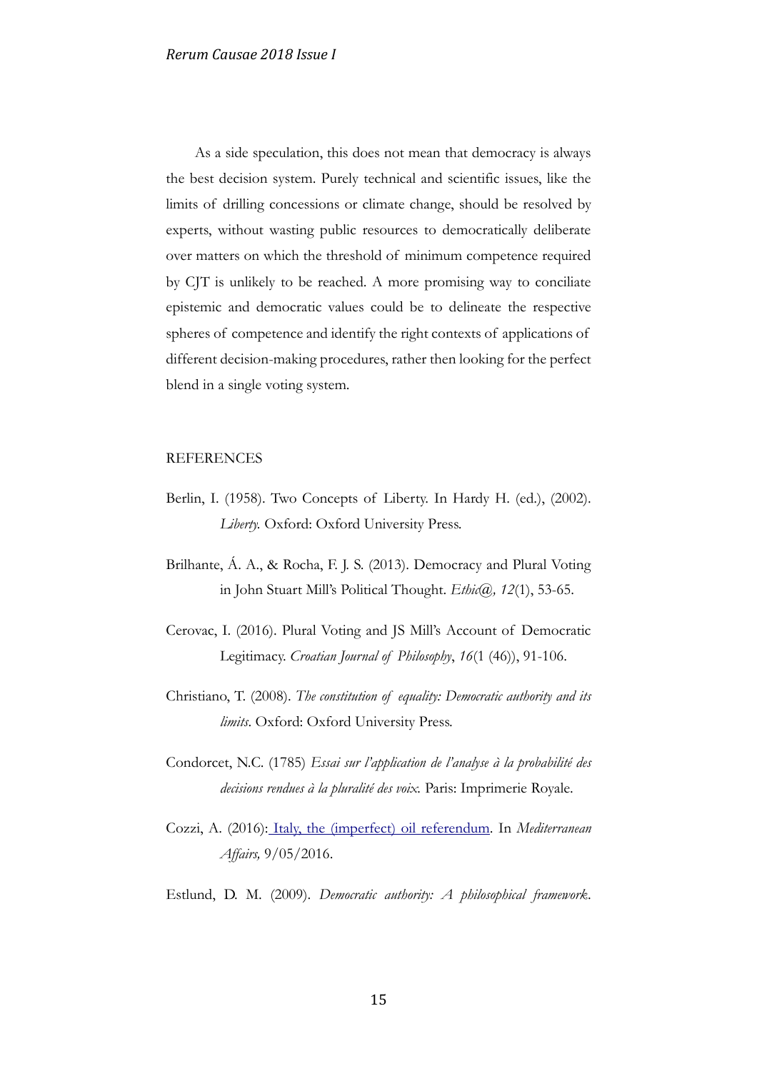As a side speculation, this does not mean that democracy is always the best decision system. Purely technical and scientific issues, like the limits of drilling concessions or climate change, should be resolved by experts, without wasting public resources to democratically deliberate over matters on which the threshold of minimum competence required by CJT is unlikely to be reached. A more promising way to conciliate epistemic and democratic values could be to delineate the respective spheres of competence and identify the right contexts of applications of different decision-making procedures, rather then looking for the perfect blend in a single voting system.

## REFERENCES

Berlin, I. (1958). Two Concepts of Liberty. In Hardy H. (ed.), (2002). *Liberty.* Oxford: Oxford University Press.

Brilhante, Á. A., & Rocha, F. J. S. (2013). Democracy and Plural Voting in John Stuart Mill's Political Thought. *Ethic@, 12*(1), 53-65.

Cerovac, I. (2016). Plural Voting and JS Mill's Account of Democratic Legitimacy. *Croatian Journal of Philosophy*, *16*(1 (46)), 91-106.

Christiano, T. (2008). *The constitution of equality: Democratic authority and its limits*. Oxford: Oxford University Press.

Condorcet, N.C. (1785) *Essai sur l'application de l'analyse à la probabilité des decisions rendues à la pluralité des voix.* Paris: Imprimerie Royale.

Cozzi, A. (2016): Italy, the (imperfect) oil referendum. In *Mediterranean Affairs,* 9/05/2016.

Estlund, D. M. (2009). *Democratic authority: A philosophical framework*.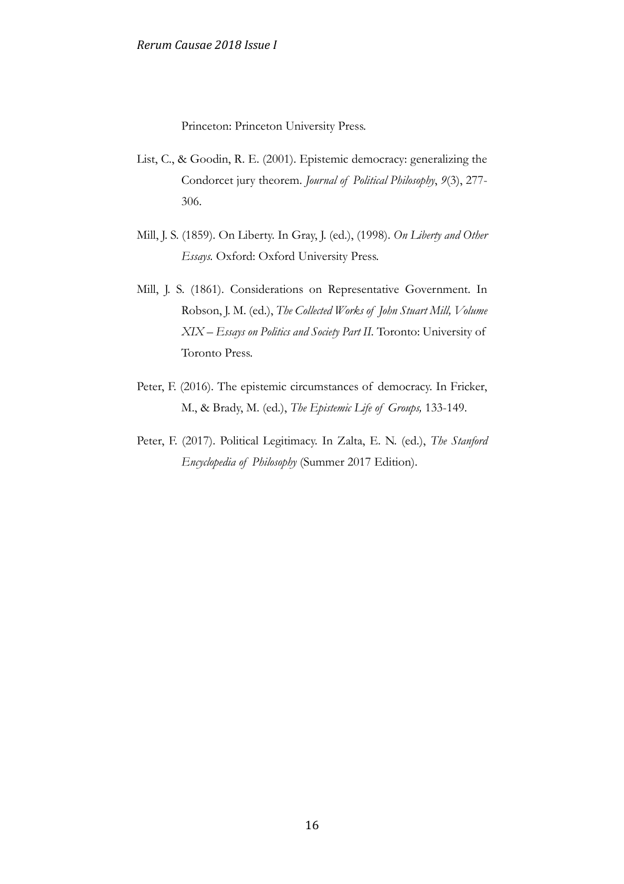Princeton: Princeton University Press.

List, C., & Goodin, R. E. (2001). Epistemic democracy: generalizing the Condorcet jury theorem. *Journal of Political Philosophy*, *9*(3), 277-306.

Mill, J. S. (1859). On Liberty. In Gray, J. (ed.), (1998). *On Liberty and Other Essays.* Oxford: Oxford University Press.

Mill, J. S. (1861). Considerations on Representative Government. In Robson, J. M. (ed.), *The Collected Works of John Stuart Mill, Volume XIX – Essays on Politics and Society Part II.* Toronto: University of Toronto Press.

Peter, F. (2016). The epistemic circumstances of democracy. In Fricker, M., & Brady, M. (ed.), *The Epistemic Life of Groups,* 133-149.

Peter, F. (2017). Political Legitimacy. In Zalta, E. N. (ed.), *The Stanford Encyclopedia of Philosophy* (Summer 2017 Edition).